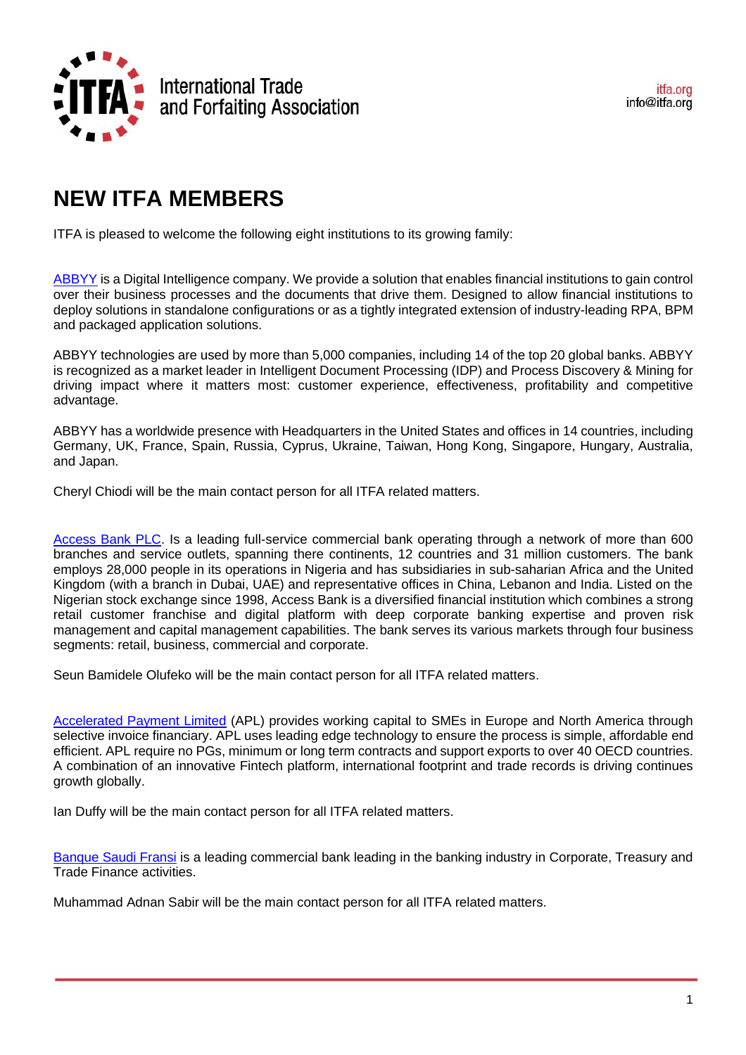International Trade and Forfaiting Association

itfa.org
info@itfa.org

# NEW ITFA MEMBERS

ITFA is pleased to welcome the following eight institutions to its growing family:

ABBYY is a Digital Intelligence company. We provide a solution that enables financial institutions to gain control over their business processes and the documents that drive them. Designed to allow financial institutions to deploy solutions in standalone configurations or as a tightly integrated extension of industry-leading RPA, BPM and packaged application solutions.

ABBYY technologies are used by more than 5,000 companies, including 14 of the top 20 global banks. ABBYY is recognized as a market leader in Intelligent Document Processing (IDP) and Process Discovery & Mining for driving impact where it matters most: customer experience, effectiveness, profitability and competitive advantage.

ABBYY has a worldwide presence with Headquarters in the United States and offices in 14 countries, including Germany, UK, France, Spain, Russia, Cyprus, Ukraine, Taiwan, Hong Kong, Singapore, Hungary, Australia, and Japan.

Cheryl Chiodi will be the main contact person for all ITFA related matters.

Access Bank PLC. Is a leading full-service commercial bank operating through a network of more than 600 branches and service outlets, spanning there continents, 12 countries and 31 million customers. The bank employs 28,000 people in its operations in Nigeria and has subsidiaries in sub-saharian Africa and the United Kingdom (with a branch in Dubai, UAE) and representative offices in China, Lebanon and India. Listed on the Nigerian stock exchange since 1998, Access Bank is a diversified financial institution which combines a strong retail customer franchise and digital platform with deep corporate banking expertise and proven risk management and capital management capabilities. The bank serves its various markets through four business segments: retail, business, commercial and corporate.

Seun Bamidele Olufeko will be the main contact person for all ITFA related matters.

Accelerated Payment Limited (APL) provides working capital to SMEs in Europe and North America through selective invoice financiary. APL uses leading edge technology to ensure the process is simple, affordable end efficient. APL require no PGs, minimum or long term contracts and support exports to over 40 OECD countries. A combination of an innovative Fintech platform, international footprint and trade records is driving continues growth globally.

Ian Duffy will be the main contact person for all ITFA related matters.

Banque Saudi Fransi is a leading commercial bank leading in the banking industry in Corporate, Treasury and Trade Finance activities.

Muhammad Adnan Sabir will be the main contact person for all ITFA related matters.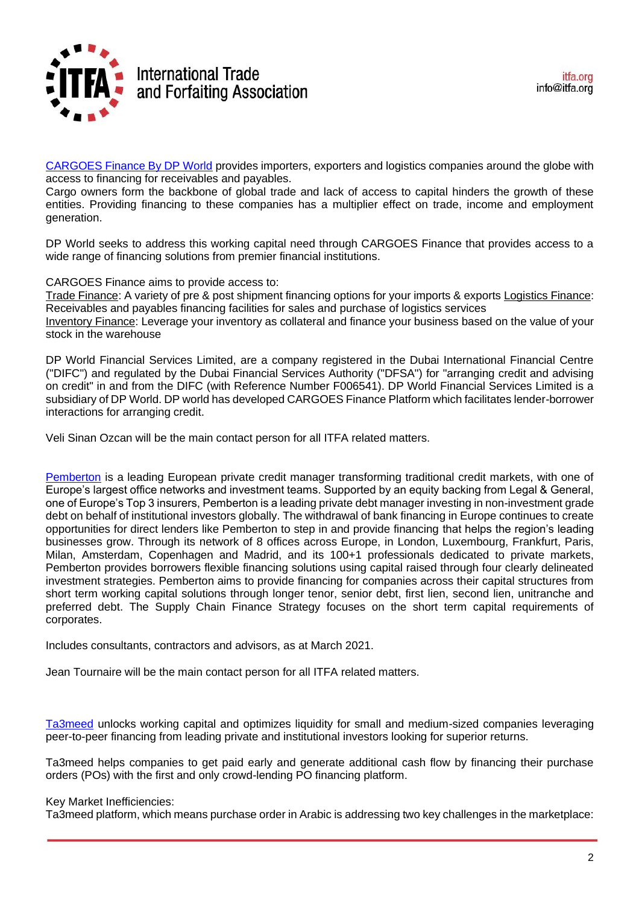[CARGOES Finance By DP World](#) provides importers, exporters and logistics companies around the globe with access to financing for receivables and payables.
Cargo owners form the backbone of global trade and lack of access to capital hinders the growth of these entities. Providing financing to these companies has a multiplier effect on trade, income and employment generation.

DP World seeks to address this working capital need through CARGOES Finance that provides access to a wide range of financing solutions from premier financial institutions.

CARGOES Finance aims to provide access to:
Trade Finance: A variety of pre & post shipment financing options for your imports & exports Logistics Finance: Receivables and payables financing facilities for sales and purchase of logistics services
Inventory Finance: Leverage your inventory as collateral and finance your business based on the value of your stock in the warehouse

DP World Financial Services Limited, are a company registered in the Dubai International Financial Centre ("DIFC") and regulated by the Dubai Financial Services Authority ("DFSA") for "arranging credit and advising on credit" in and from the DIFC (with Reference Number F006541). DP World Financial Services Limited is a subsidiary of DP World. DP world has developed CARGOES Finance Platform which facilitates lender-borrower interactions for arranging credit.

Veli Sinan Ozcan will be the main contact person for all ITFA related matters.

[Pemberton](#) is a leading European private credit manager transforming traditional credit markets, with one of Europe's largest office networks and investment teams. Supported by an equity backing from Legal & General, one of Europe's Top 3 insurers, Pemberton is a leading private debt manager investing in non-investment grade debt on behalf of institutional investors globally. The withdrawal of bank financing in Europe continues to create opportunities for direct lenders like Pemberton to step in and provide financing that helps the region's leading businesses grow. Through its network of 8 offices across Europe, in London, Luxembourg, Frankfurt, Paris, Milan, Amsterdam, Copenhagen and Madrid, and its 100+1 professionals dedicated to private markets, Pemberton provides borrowers flexible financing solutions using capital raised through four clearly delineated investment strategies. Pemberton aims to provide financing for companies across their capital structures from short term working capital solutions through longer tenor, senior debt, first lien, second lien, unitranche and preferred debt. The Supply Chain Finance Strategy focuses on the short term capital requirements of corporates.

Includes consultants, contractors and advisors, as at March 2021.

Jean Tournaire will be the main contact person for all ITFA related matters.

[Ta3meed](#) unlocks working capital and optimizes liquidity for small and medium-sized companies leveraging peer-to-peer financing from leading private and institutional investors looking for superior returns.

Ta3meed helps companies to get paid early and generate additional cash flow by financing their purchase orders (POs) with the first and only crowd-lending PO financing platform.

Key Market Inefficiencies:
Ta3meed platform, which means purchase order in Arabic is addressing two key challenges in the marketplace: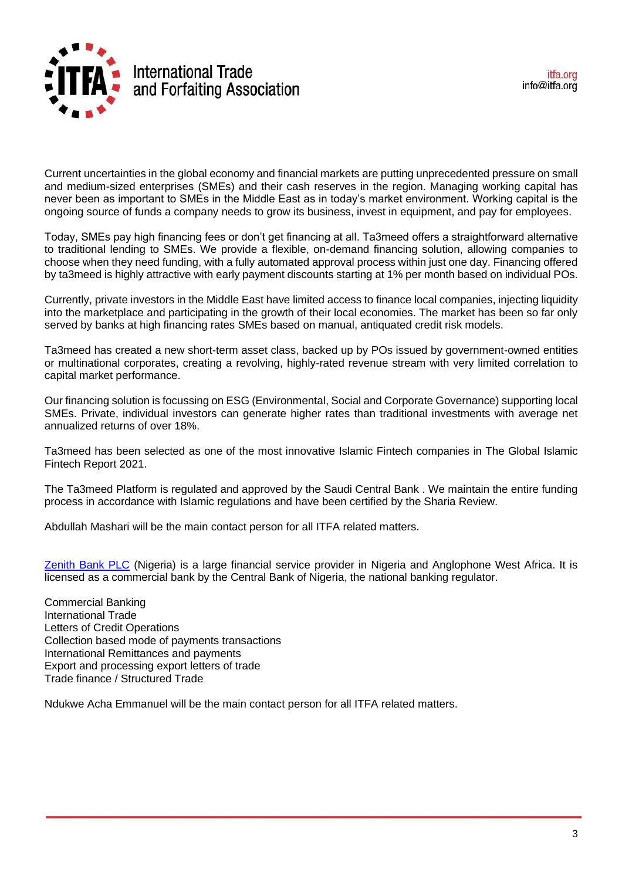Current uncertainties in the global economy and financial markets are putting unprecedented pressure on small and medium-sized enterprises (SMEs) and their cash reserves in the region. Managing working capital has never been as important to SMEs in the Middle East as in today's market environment. Working capital is the ongoing source of funds a company needs to grow its business, invest in equipment, and pay for employees.

Today, SMEs pay high financing fees or don't get financing at all. Ta3meed offers a straightforward alternative to traditional lending to SMEs. We provide a flexible, on-demand financing solution, allowing companies to choose when they need funding, with a fully automated approval process within just one day. Financing offered by ta3meed is highly attractive with early payment discounts starting at 1% per month based on individual POs.

Currently, private investors in the Middle East have limited access to finance local companies, injecting liquidity into the marketplace and participating in the growth of their local economies. The market has been so far only served by banks at high financing rates SMEs based on manual, antiquated credit risk models.

Ta3meed has created a new short-term asset class, backed up by POs issued by government-owned entities or multinational corporates, creating a revolving, highly-rated revenue stream with very limited correlation to capital market performance.

Our financing solution is focussing on ESG (Environmental, Social and Corporate Governance) supporting local SMEs. Private, individual investors can generate higher rates than traditional investments with average net annualized returns of over 18%.

Ta3meed has been selected as one of the most innovative Islamic Fintech companies in The Global Islamic Fintech Report 2021.

The Ta3meed Platform is regulated and approved by the Saudi Central Bank . We maintain the entire funding process in accordance with Islamic regulations and have been certified by the Sharia Review.

Abdullah Mashari will be the main contact person for all ITFA related matters.

Zenith Bank PLC (Nigeria) is a large financial service provider in Nigeria and Anglophone West Africa. It is licensed as a commercial bank by the Central Bank of Nigeria, the national banking regulator.

Commercial Banking
International Trade
Letters of Credit Operations
Collection based mode of payments transactions
International Remittances and payments
Export and processing export letters of trade
Trade finance / Structured Trade

Ndukwe Acha Emmanuel will be the main contact person for all ITFA related matters.